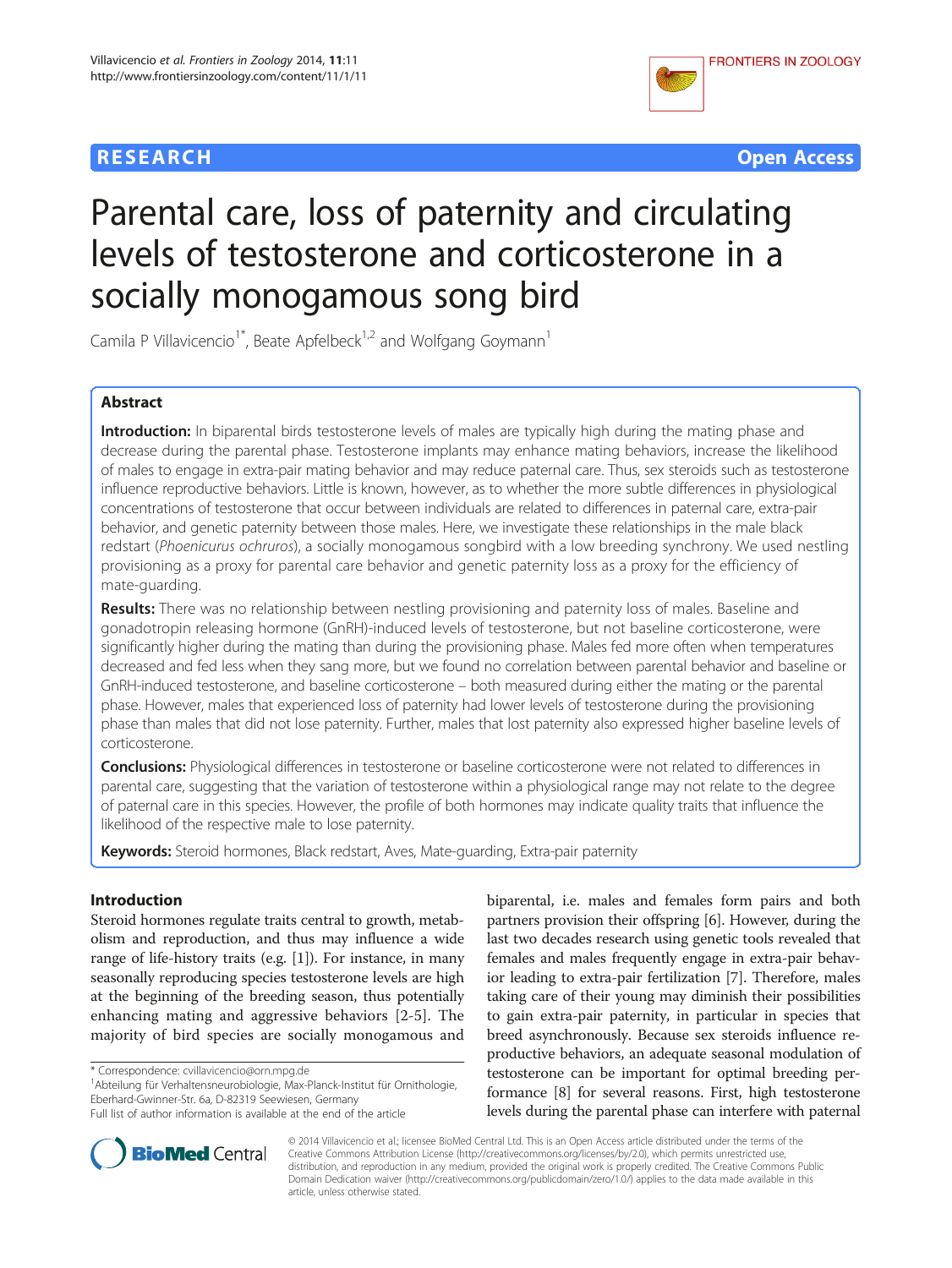**RESEARCH** **Open Access**

# Parental care, loss of paternity and circulating levels of testosterone and corticosterone in a socially monogamous song bird

Camila P Villavicencio[1*], Beate Apfelbeck[1,2] and Wolfgang Goymann[1]

## Abstract

**Introduction:** In biparental birds testosterone levels of males are typically high during the mating phase and decrease during the parental phase. Testosterone implants may enhance mating behaviors, increase the likelihood of males to engage in extra-pair mating behavior and may reduce paternal care. Thus, sex steroids such as testosterone influence reproductive behaviors. Little is known, however, as to whether the more subtle differences in physiological concentrations of testosterone that occur between individuals are related to differences in paternal care, extra-pair behavior, and genetic paternity between those males. Here, we investigate these relationships in the male black redstart (*Phoenicurus ochruros*), a socially monogamous songbird with a low breeding synchrony. We used nestling provisioning as a proxy for parental care behavior and genetic paternity loss as a proxy for the efficiency of mate-guarding.

**Results:** There was no relationship between nestling provisioning and paternity loss of males. Baseline and gonadotropin releasing hormone (GnRH)-induced levels of testosterone, but not baseline corticosterone, were significantly higher during the mating than during the provisioning phase. Males fed more often when temperatures decreased and fed less when they sang more, but we found no correlation between parental behavior and baseline or GnRH-induced testosterone, and baseline corticosterone – both measured during either the mating or the parental phase. However, males that experienced loss of paternity had lower levels of testosterone during the provisioning phase than males that did not lose paternity. Further, males that lost paternity also expressed higher baseline levels of corticosterone.

**Conclusions:** Physiological differences in testosterone or baseline corticosterone were not related to differences in parental care, suggesting that the variation of testosterone within a physiological range may not relate to the degree of paternal care in this species. However, the profile of both hormones may indicate quality traits that influence the likelihood of the respective male to lose paternity.

**Keywords:** Steroid hormones, Black redstart, Aves, Mate-guarding, Extra-pair paternity

## Introduction

Steroid hormones regulate traits central to growth, metabolism and reproduction, and thus may influence a wide range of life-history traits (e.g. [1]). For instance, in many seasonally reproducing species testosterone levels are high at the beginning of the breeding season, thus potentially enhancing mating and aggressive behaviors [2-5]. The majority of bird species are socially monogamous and biparental, i.e. males and females form pairs and both partners provision their offspring [6]. However, during the last two decades research using genetic tools revealed that females and males frequently engage in extra-pair behavior leading to extra-pair fertilization [7]. Therefore, males taking care of their young may diminish their possibilities to gain extra-pair paternity, in particular in species that breed asynchronously. Because sex steroids influence reproductive behaviors, an adequate seasonal modulation of testosterone can be important for optimal breeding performance [8] for several reasons. First, high testosterone levels during the parental phase can interfere with paternal

* Correspondence: cvillavicencio@orn.mpg.de
[1]Abteilung für Verhaltensneurobiologie, Max-Planck-Institut für Ornithologie, Eberhard-Gwinner-Str. 6a, D-82319 Seewiesen, Germany
Full list of author information is available at the end of the article

© 2014 Villavicencio et al.; licensee BioMed Central Ltd. This is an Open Access article distributed under the terms of the Creative Commons Attribution License (http://creativecommons.org/licenses/by/2.0), which permits unrestricted use, distribution, and reproduction in any medium, provided the original work is properly credited. The Creative Commons Public Domain Dedication waiver (http://creativecommons.org/publicdomain/zero/1.0/) applies to the data made available in this article, unless otherwise stated.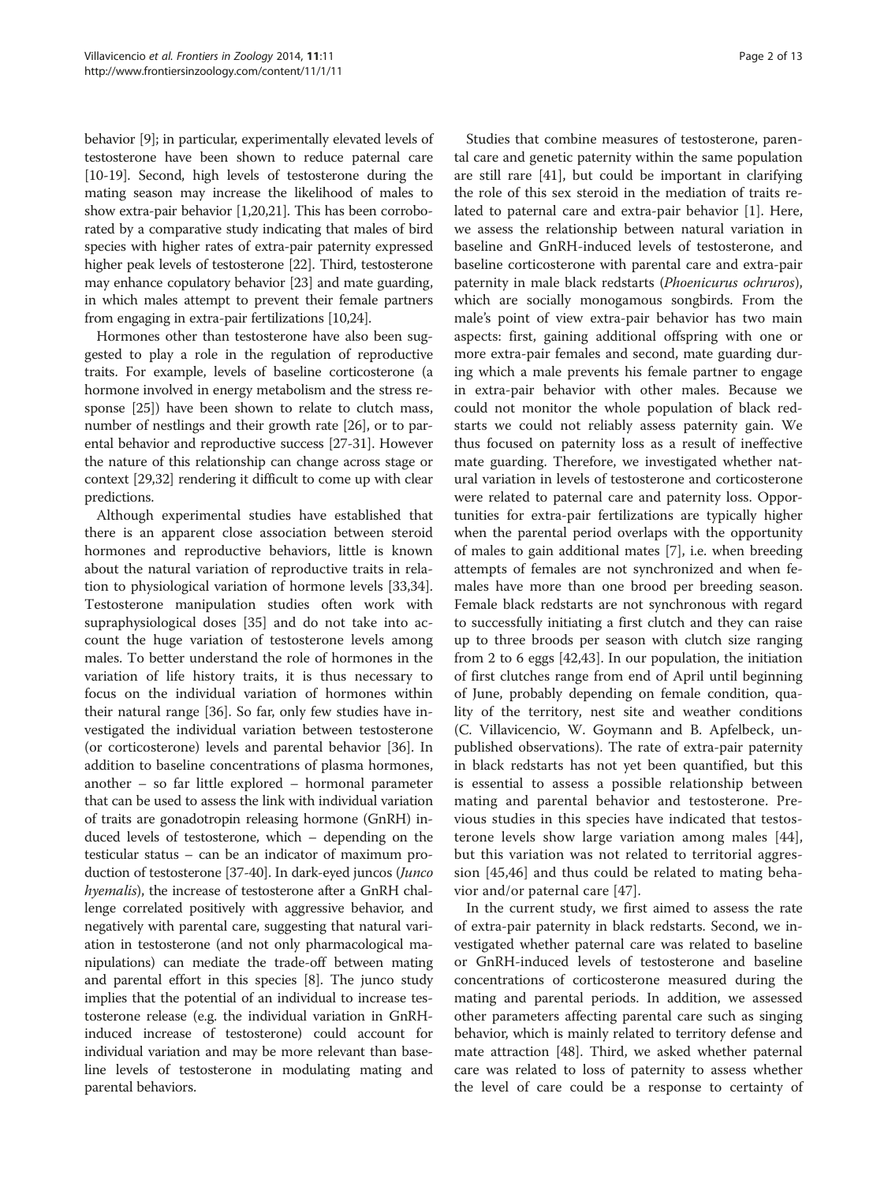behavior [9]; in particular, experimentally elevated levels of testosterone have been shown to reduce paternal care [10-19]. Second, high levels of testosterone during the mating season may increase the likelihood of males to show extra-pair behavior [1,20,21]. This has been corroborated by a comparative study indicating that males of bird species with higher rates of extra-pair paternity expressed higher peak levels of testosterone [22]. Third, testosterone may enhance copulatory behavior [23] and mate guarding, in which males attempt to prevent their female partners from engaging in extra-pair fertilizations [10,24].

Hormones other than testosterone have also been suggested to play a role in the regulation of reproductive traits. For example, levels of baseline corticosterone (a hormone involved in energy metabolism and the stress response [25]) have been shown to relate to clutch mass, number of nestlings and their growth rate [26], or to parental behavior and reproductive success [27-31]. However the nature of this relationship can change across stage or context [29,32] rendering it difficult to come up with clear predictions.

Although experimental studies have established that there is an apparent close association between steroid hormones and reproductive behaviors, little is known about the natural variation of reproductive traits in relation to physiological variation of hormone levels [33,34]. Testosterone manipulation studies often work with supraphysiological doses [35] and do not take into account the huge variation of testosterone levels among males. To better understand the role of hormones in the variation of life history traits, it is thus necessary to focus on the individual variation of hormones within their natural range [36]. So far, only few studies have investigated the individual variation between testosterone (or corticosterone) levels and parental behavior [36]. In addition to baseline concentrations of plasma hormones, another – so far little explored – hormonal parameter that can be used to assess the link with individual variation of traits are gonadotropin releasing hormone (GnRH) induced levels of testosterone, which – depending on the testicular status – can be an indicator of maximum production of testosterone [37-40]. In dark-eyed juncos (*Junco hyemalis*), the increase of testosterone after a GnRH challenge correlated positively with aggressive behavior, and negatively with parental care, suggesting that natural variation in testosterone (and not only pharmacological manipulations) can mediate the trade-off between mating and parental effort in this species [8]. The junco study implies that the potential of an individual to increase testosterone release (e.g. the individual variation in GnRH-induced increase of testosterone) could account for individual variation and may be more relevant than baseline levels of testosterone in modulating mating and parental behaviors.

Studies that combine measures of testosterone, parental care and genetic paternity within the same population are still rare [41], but could be important in clarifying the role of this sex steroid in the mediation of traits related to paternal care and extra-pair behavior [1]. Here, we assess the relationship between natural variation in baseline and GnRH-induced levels of testosterone, and baseline corticosterone with parental care and extra-pair paternity in male black redstarts (*Phoenicurus ochruros*), which are socially monogamous songbirds. From the male's point of view extra-pair behavior has two main aspects: first, gaining additional offspring with one or more extra-pair females and second, mate guarding during which a male prevents his female partner to engage in extra-pair behavior with other males. Because we could not monitor the whole population of black redstarts we could not reliably assess paternity gain. We thus focused on paternity loss as a result of ineffective mate guarding. Therefore, we investigated whether natural variation in levels of testosterone and corticosterone were related to paternal care and paternity loss. Opportunities for extra-pair fertilizations are typically higher when the parental period overlaps with the opportunity of males to gain additional mates [7], i.e. when breeding attempts of females are not synchronized and when females have more than one brood per breeding season. Female black redstarts are not synchronous with regard to successfully initiating a first clutch and they can raise up to three broods per season with clutch size ranging from 2 to 6 eggs [42,43]. In our population, the initiation of first clutches range from end of April until beginning of June, probably depending on female condition, quality of the territory, nest site and weather conditions (C. Villavicencio, W. Goymann and B. Apfelbeck, unpublished observations). The rate of extra-pair paternity in black redstarts has not yet been quantified, but this is essential to assess a possible relationship between mating and parental behavior and testosterone. Previous studies in this species have indicated that testosterone levels show large variation among males [44], but this variation was not related to territorial aggression [45,46] and thus could be related to mating behavior and/or paternal care [47].

In the current study, we first aimed to assess the rate of extra-pair paternity in black redstarts. Second, we investigated whether paternal care was related to baseline or GnRH-induced levels of testosterone and baseline concentrations of corticosterone measured during the mating and parental periods. In addition, we assessed other parameters affecting parental care such as singing behavior, which is mainly related to territory defense and mate attraction [48]. Third, we asked whether paternal care was related to loss of paternity to assess whether the level of care could be a response to certainty of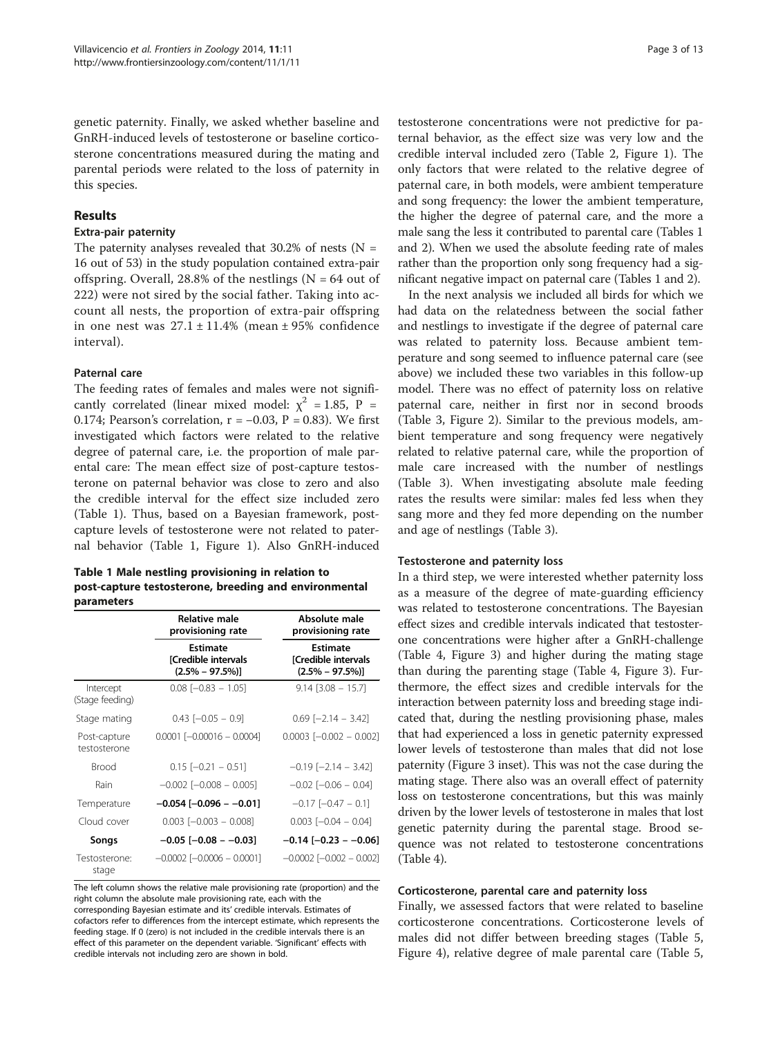genetic paternity. Finally, we asked whether baseline and GnRH-induced levels of testosterone or baseline corticosterone concentrations measured during the mating and parental periods were related to the loss of paternity in this species.

## Results

### Extra-pair paternity

The paternity analyses revealed that 30.2% of nests (N = 16 out of 53) in the study population contained extra-pair offspring. Overall, 28.8% of the nestlings (N = 64 out of 222) were not sired by the social father. Taking into account all nests, the proportion of extra-pair offspring in one nest was 27.1 ± 11.4% (mean ± 95% confidence interval).

### Paternal care

The feeding rates of females and males were not significantly correlated (linear mixed model: $\chi^2$ = 1.85, P = 0.174; Pearson's correlation, r = −0.03, P = 0.83). We first investigated which factors were related to the relative degree of paternal care, i.e. the proportion of male parental care: The mean effect size of post-capture testosterone on paternal behavior was close to zero and also the credible interval for the effect size included zero (Table 1). Thus, based on a Bayesian framework, post-capture levels of testosterone were not related to paternal behavior (Table 1, Figure 1). Also GnRH-induced testosterone concentrations were not predictive for paternal behavior, as the effect size was very low and the credible interval included zero (Table 2, Figure 1). The only factors that were related to the relative degree of paternal care, in both models, were ambient temperature and song frequency: the lower the ambient temperature, the higher the degree of paternal care, and the more a male sang the less it contributed to parental care (Tables 1 and 2). When we used the absolute feeding rate of males rather than the proportion only song frequency had a significant negative impact on paternal care (Tables 1 and 2).

**Table 1 Male nestling provisioning in relation to post-capture testosterone, breeding and environmental parameters**

| | Relative male provisioning rate | Absolute male provisioning rate |
|---|---|---|
| | Estimate [Credible intervals (2.5% – 97.5%)] | Estimate [Credible intervals (2.5% – 97.5%)] |
| Intercept (Stage feeding) | 0.08 [−0.83 – 1.05] | 9.14 [3.08 – 15.7] |
| Stage mating | 0.43 [−0.05 – 0.9] | 0.69 [−2.14 – 3.42] |
| Post-capture testosterone | 0.0001 [−0.00016 – 0.0004] | 0.0003 [−0.002 – 0.002] |
| Brood | 0.15 [−0.21 – 0.51] | −0.19 [−2.14 – 3.42] |
| Rain | −0.002 [−0.008 – 0.005] | −0.02 [−0.06 – 0.04] |
| Temperature | **−0.054 [−0.096 – −0.01]** | −0.17 [−0.47 – 0.1] |
| Cloud cover | 0.003 [−0.003 – 0.008] | 0.003 [−0.04 – 0.04] |
| **Songs** | **−0.05 [−0.08 – −0.03]** | **−0.14 [−0.23 – −0.06]** |
| Testosterone: stage | −0.0002 [−0.0006 – 0.0001] | −0.0002 [−0.002 – 0.002] |

The left column shows the relative male provisioning rate (proportion) and the right column the absolute male provisioning rate, each with the corresponding Bayesian estimate and its' credible intervals. Estimates of cofactors refer to differences from the intercept estimate, which represents the feeding stage. If 0 (zero) is not included in the credible intervals there is an effect of this parameter on the dependent variable. 'Significant' effects with credible intervals not including zero are shown in bold.

In the next analysis we included all birds for which we had data on the relatedness between the social father and nestlings to investigate if the degree of paternal care was related to paternity loss. Because ambient temperature and song seemed to influence paternal care (see above) we included these two variables in this follow-up model. There was no effect of paternity loss on relative paternal care, neither in first nor in second broods (Table 3, Figure 2). Similar to the previous models, ambient temperature and song frequency were negatively related to relative paternal care, while the proportion of male care increased with the number of nestlings (Table 3). When investigating absolute male feeding rates the results were similar: males fed less when they sang more and they fed more depending on the number and age of nestlings (Table 3).

### Testosterone and paternity loss

In a third step, we were interested whether paternity loss as a measure of the degree of mate-guarding efficiency was related to testosterone concentrations. The Bayesian effect sizes and credible intervals indicated that testosterone concentrations were higher after a GnRH-challenge (Table 4, Figure 3) and higher during the mating stage than during the parenting stage (Table 4, Figure 3). Furthermore, the effect sizes and credible intervals for the interaction between paternity loss and breeding stage indicated that, during the nestling provisioning phase, males that had experienced a loss in genetic paternity expressed lower levels of testosterone than males that did not lose paternity (Figure 3 inset). This was not the case during the mating stage. There also was an overall effect of paternity loss on testosterone concentrations, but this was mainly driven by the lower levels of testosterone in males that lost genetic paternity during the parental stage. Brood sequence was not related to testosterone concentrations (Table 4).

### Corticosterone, parental care and paternity loss

Finally, we assessed factors that were related to baseline corticosterone concentrations. Corticosterone levels of males did not differ between breeding stages (Table 5, Figure 4), relative degree of male parental care (Table 5,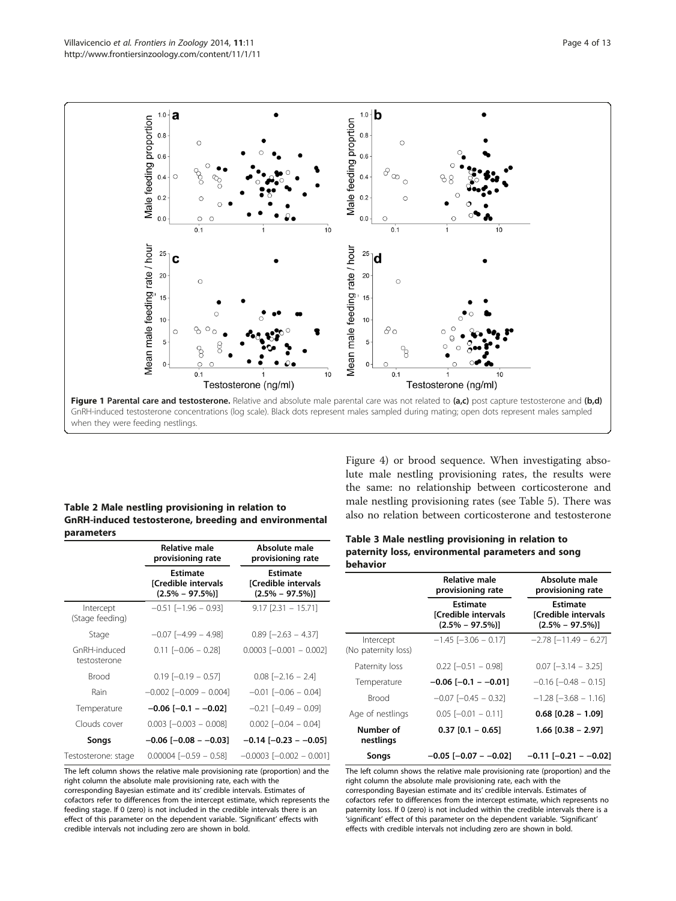**Figure 1 Parental care and testosterone.** Relative and absolute male parental care was not related to **(a,c)** post capture testosterone and **(b,d)** GnRH-induced testosterone concentrations (log scale). Black dots represent males sampled during mating; open dots represent males sampled when they were feeding nestlings.

Figure 4) or brood sequence. When investigating absolute male nestling provisioning rates, the results were the same: no relationship between corticosterone and male nestling provisioning rates (see Table 5). There was also no relation between corticosterone and testosterone

**Table 2 Male nestling provisioning in relation to GnRH-induced testosterone, breeding and environmental parameters**

| | Relative male provisioning rate | Absolute male provisioning rate |
|---|---|---|
| | Estimate [Credible intervals (2.5% – 97.5%)] | Estimate [Credible intervals (2.5% – 97.5%)] |
| Intercept (Stage feeding) | −0.51 [−1.96 – 0.93] | 9.17 [2.31 – 15.71] |
| Stage | −0.07 [−4.99 – 4.98] | 0.89 [−2.63 – 4.37] |
| GnRH-induced testosterone | 0.11 [−0.06 – 0.28] | 0.0003 [−0.001 – 0.002] |
| Brood | 0.19 [−0.19 – 0.57] | 0.08 [−2.16 – 2.4] |
| Rain | −0.002 [−0.009 – 0.004] | −0.01 [−0.06 – 0.04] |
| Temperature | **−0.06 [−0.1 – −0.02]** | −0.21 [−0.49 – 0.09] |
| Clouds cover | 0.003 [−0.003 – 0.008] | 0.002 [−0.04 – 0.04] |
| **Songs** | **−0.06 [−0.08 – −0.03]** | **−0.14 [−0.23 – −0.05]** |
| Testosterone: stage | 0.00004 [−0.59 – 0.58] | −0.0003 [−0.002 – 0.001] |

The left column shows the relative male provisioning rate (proportion) and the right column the absolute male provisioning rate, each with the corresponding Bayesian estimate and its' credible intervals. Estimates of cofactors refer to differences from the intercept estimate, which represents the feeding stage. If 0 (zero) is not included in the credible intervals there is an effect of this parameter on the dependent variable. 'Significant' effects with credible intervals not including zero are shown in bold.

**Table 3 Male nestling provisioning in relation to paternity loss, environmental parameters and song behavior**

| | Relative male provisioning rate | Absolute male provisioning rate |
|---|---|---|
| | Estimate [Credible intervals (2.5% – 97.5%)] | Estimate [Credible intervals (2.5% – 97.5%)] |
| Intercept (No paternity loss) | −1.45 [−3.06 – 0.17] | −2.78 [−11.49 – 6.27] |
| Paternity loss | 0.22 [−0.51 – 0.98] | 0.07 [−3.14 – 3.25] |
| Temperature | **−0.06 [−0.1 – −0.01]** | −0.16 [−0.48 – 0.15] |
| Brood | −0.07 [−0.45 – 0.32] | −1.28 [−3.68 – 1.16] |
| Age of nestlings | 0.05 [−0.01 – 0.11] | **0.68 [0.28 – 1.09]** |
| **Number of nestlings** | **0.37 [0.1 – 0.65]** | **1.66 [0.38 – 2.97]** |
| **Songs** | **−0.05 [−0.07 – −0.02]** | **−0.11 [−0.21 – −0.02]** |

The left column shows the relative male provisioning rate (proportion) and the right column the absolute male provisioning rate, each with the corresponding Bayesian estimate and its' credible intervals. Estimates of cofactors refer to differences from the intercept estimate, which represents no paternity loss. If 0 (zero) is not included within the credible intervals there is a 'significant' effect of this parameter on the dependent variable. 'Significant' effects with credible intervals not including zero are shown in bold.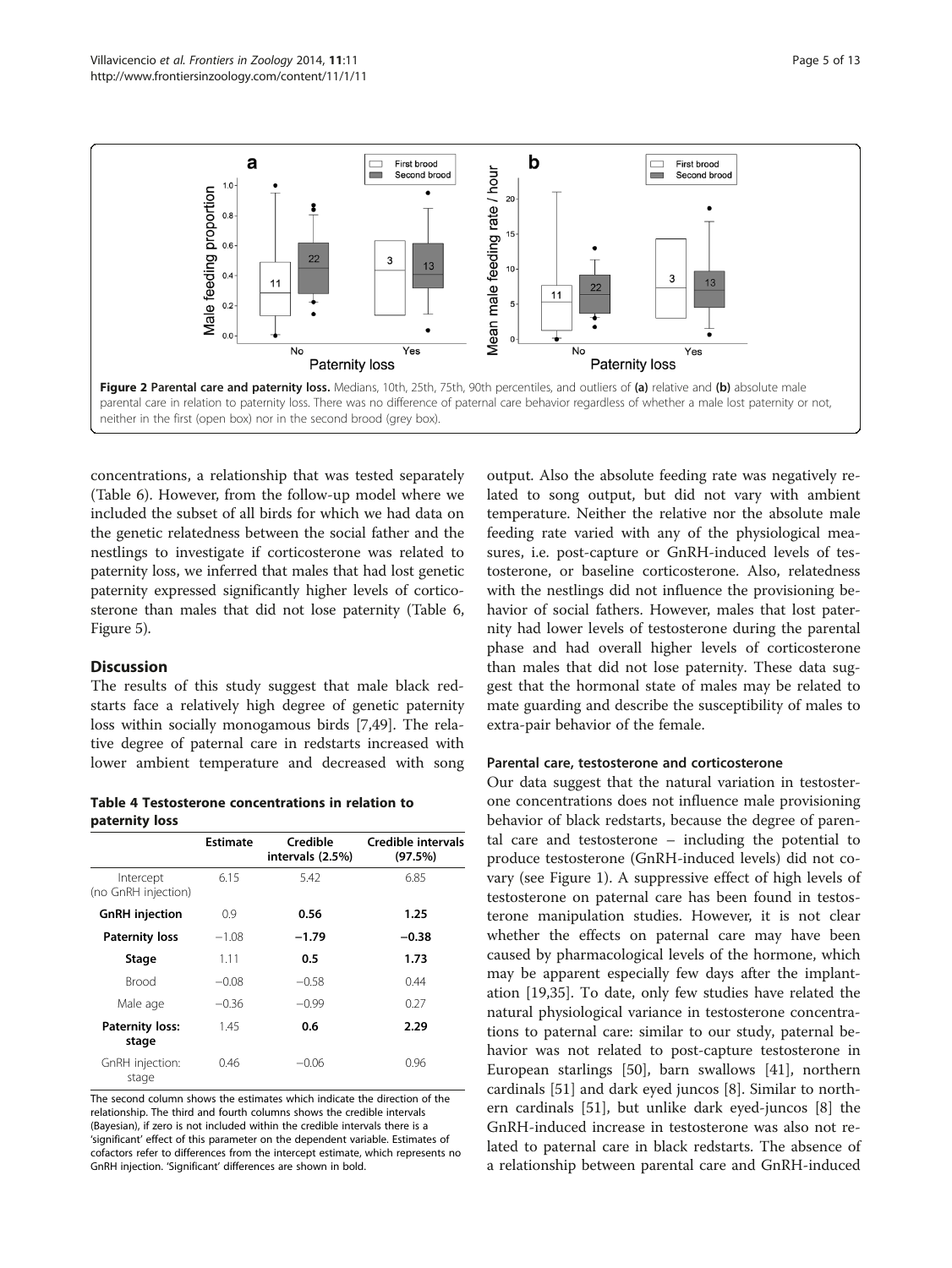**Figure 2 Parental care and paternity loss.** Medians, 10th, 25th, 75th, 90th percentiles, and outliers of **(a)** relative and **(b)** absolute male parental care in relation to paternity loss. There was no difference of paternal care behavior regardless of whether a male lost paternity or not, neither in the first (open box) nor in the second brood (grey box).

concentrations, a relationship that was tested separately (Table 6). However, from the follow-up model where we included the subset of all birds for which we had data on the genetic relatedness between the social father and the nestlings to investigate if corticosterone was related to paternity loss, we inferred that males that had lost genetic paternity expressed significantly higher levels of corticosterone than males that did not lose paternity (Table 6, Figure 5).

## Discussion

The results of this study suggest that male black redstarts face a relatively high degree of genetic paternity loss within socially monogamous birds [7,49]. The relative degree of paternal care in redstarts increased with lower ambient temperature and decreased with song output. Also the absolute feeding rate was negatively related to song output, but did not vary with ambient temperature. Neither the relative nor the absolute male feeding rate varied with any of the physiological measures, i.e. post-capture or GnRH-induced levels of testosterone, or baseline corticosterone. Also, relatedness with the nestlings did not influence the provisioning behavior of social fathers. However, males that lost paternity had lower levels of testosterone during the parental phase and had overall higher levels of corticosterone than males that did not lose paternity. These data suggest that the hormonal state of males may be related to mate guarding and describe the susceptibility of males to extra-pair behavior of the female.

**Table 4 Testosterone concentrations in relation to paternity loss**

| | Estimate | Credible intervals (2.5%) | Credible intervals (97.5%) |
|---|---|---|---|
| Intercept (no GnRH injection) | 6.15 | 5.42 | 6.85 |
| **GnRH injection** | 0.9 | **0.56** | **1.25** |
| **Paternity loss** | −1.08 | **−1.79** | **−0.38** |
| **Stage** | 1.11 | **0.5** | **1.73** |
| Brood | −0.08 | −0.58 | 0.44 |
| Male age | −0.36 | −0.99 | 0.27 |
| **Paternity loss: stage** | 1.45 | **0.6** | **2.29** |
| GnRH injection: stage | 0.46 | −0.06 | 0.96 |

The second column shows the estimates which indicate the direction of the relationship. The third and fourth columns shows the credible intervals (Bayesian), if zero is not included within the credible intervals there is a 'significant' effect of this parameter on the dependent variable. Estimates of cofactors refer to differences from the intercept estimate, which represents no GnRH injection. 'Significant' differences are shown in bold.

### Parental care, testosterone and corticosterone

Our data suggest that the natural variation in testosterone concentrations does not influence male provisioning behavior of black redstarts, because the degree of parental care and testosterone – including the potential to produce testosterone (GnRH-induced levels) did not covary (see Figure 1). A suppressive effect of high levels of testosterone on paternal care has been found in testosterone manipulation studies. However, it is not clear whether the effects on paternal care may have been caused by pharmacological levels of the hormone, which may be apparent especially few days after the implantation [19,35]. To date, only few studies have related the natural physiological variance in testosterone concentrations to paternal care: similar to our study, paternal behavior was not related to post-capture testosterone in European starlings [50], barn swallows [41], northern cardinals [51] and dark eyed juncos [8]. Similar to northern cardinals [51], but unlike dark eyed-juncos [8] the GnRH-induced increase in testosterone was also not related to paternal care in black redstarts. The absence of a relationship between parental care and GnRH-induced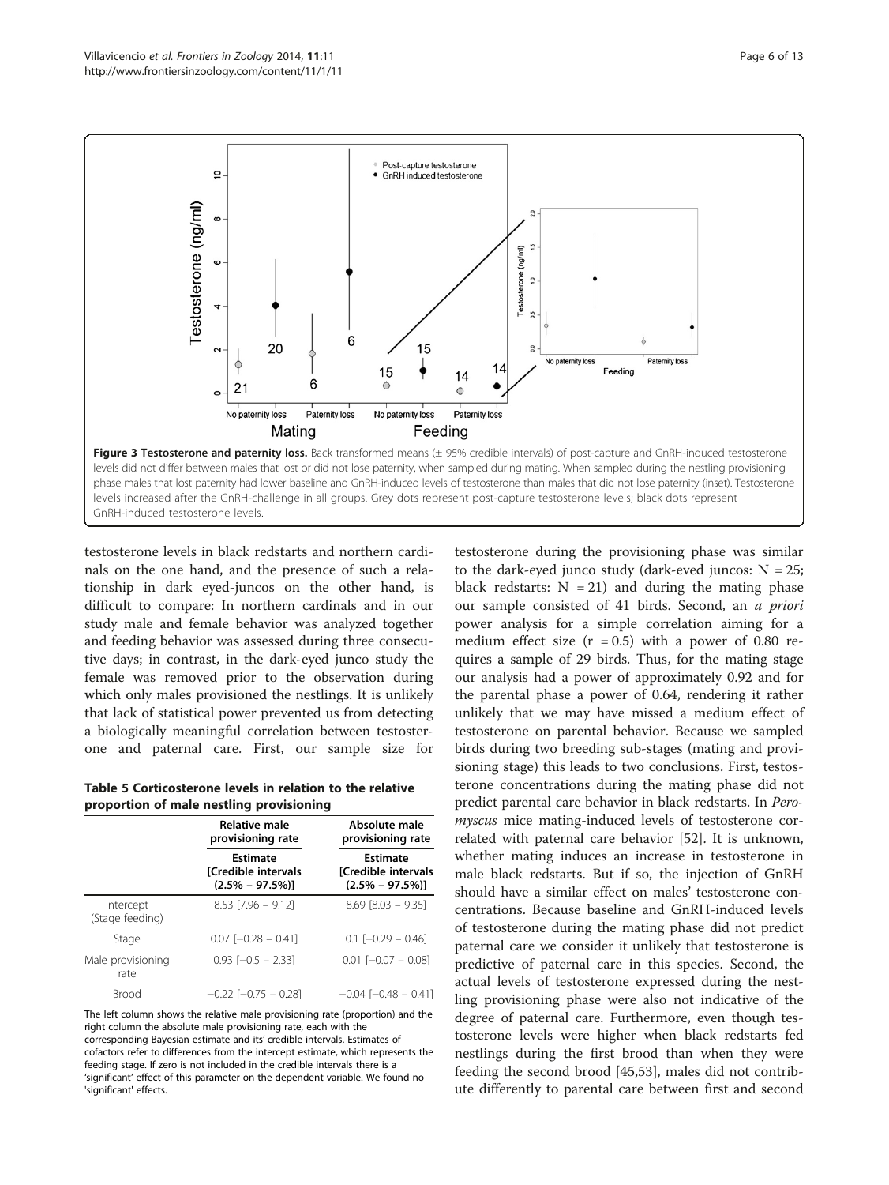**Figure 3 Testosterone and paternity loss.** Back transformed means (± 95% credible intervals) of post-capture and GnRH-induced testosterone levels did not differ between males that lost or did not lose paternity, when sampled during mating. When sampled during the nestling provisioning phase males that lost paternity had lower baseline and GnRH-induced levels of testosterone than males that did not lose paternity (inset). Testosterone levels increased after the GnRH-challenge in all groups. Grey dots represent post-capture testosterone levels; black dots represent GnRH-induced testosterone levels.

testosterone levels in black redstarts and northern cardinals on the one hand, and the presence of such a relationship in dark eyed-juncos on the other hand, is difficult to compare: In northern cardinals and in our study male and female behavior was analyzed together and feeding behavior was assessed during three consecutive days; in contrast, in the dark-eyed junco study the female was removed prior to the observation during which only males provisioned the nestlings. It is unlikely that lack of statistical power prevented us from detecting a biologically meaningful correlation between testosterone and paternal care. First, our sample size for testosterone during the provisioning phase was similar to the dark-eyed junco study (dark-eved juncos: N = 25; black redstarts: N = 21) and during the mating phase our sample consisted of 41 birds. Second, an *a priori* power analysis for a simple correlation aiming for a medium effect size (r = 0.5) with a power of 0.80 requires a sample of 29 birds. Thus, for the mating stage our analysis had a power of approximately 0.92 and for the parental phase a power of 0.64, rendering it rather unlikely that we may have missed a medium effect of testosterone on parental behavior. Because we sampled birds during two breeding sub-stages (mating and provisioning stage) this leads to two conclusions. First, testosterone concentrations during the mating phase did not predict parental care behavior in black redstarts. In *Peromyscus* mice mating-induced levels of testosterone correlated with paternal care behavior [52]. It is unknown, whether mating induces an increase in testosterone in male black redstarts. But if so, the injection of GnRH should have a similar effect on males' testosterone concentrations. Because baseline and GnRH-induced levels of testosterone during the mating phase did not predict paternal care we consider it unlikely that testosterone is predictive of paternal care in this species. Second, the actual levels of testosterone expressed during the nestling provisioning phase were also not indicative of the degree of paternal care. Furthermore, even though testosterone levels were higher when black redstarts fed nestlings during the first brood than when they were feeding the second brood [45,53], males did not contribute differently to parental care between first and second

**Table 5 Corticosterone levels in relation to the relative proportion of male nestling provisioning**

| | Relative male provisioning rate | Absolute male provisioning rate |
|---|---|---|
| | Estimate [Credible intervals (2.5% – 97.5%)] | Estimate [Credible intervals (2.5% – 97.5%)] |
| Intercept (Stage feeding) | 8.53 [7.96 – 9.12] | 8.69 [8.03 – 9.35] |
| Stage | 0.07 [−0.28 – 0.41] | 0.1 [−0.29 – 0.46] |
| Male provisioning rate | 0.93 [−0.5 – 2.33] | 0.01 [−0.07 – 0.08] |
| Brood | −0.22 [−0.75 – 0.28] | −0.04 [−0.48 – 0.41] |

The left column shows the relative male provisioning rate (proportion) and the right column the absolute male provisioning rate, each with the corresponding Bayesian estimate and its' credible intervals. Estimates of cofactors refer to differences from the intercept estimate, which represents the feeding stage. If zero is not included in the credible intervals there is a 'significant' effect of this parameter on the dependent variable. We found no 'significant' effects.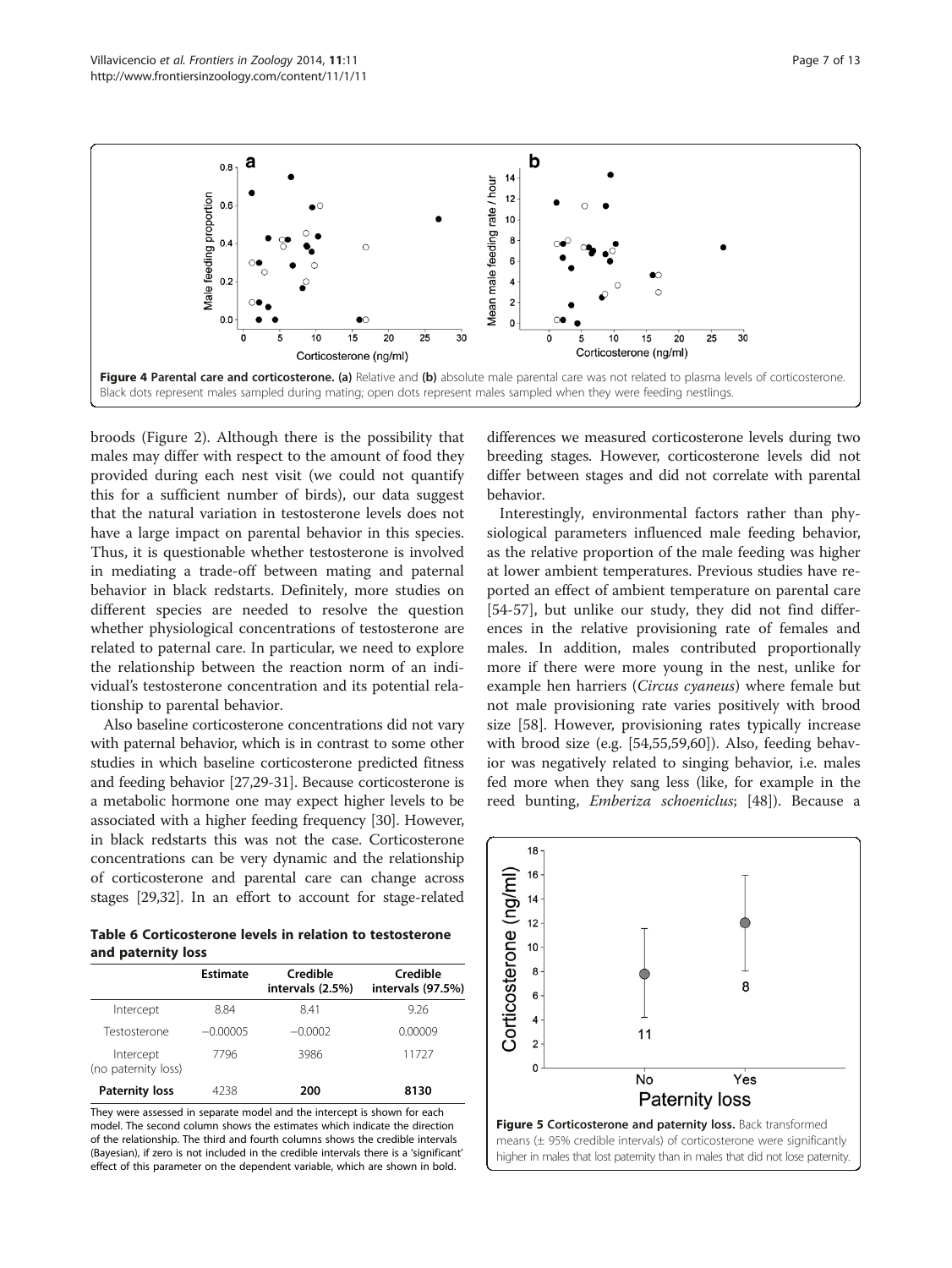**Figure 4 Parental care and corticosterone.** **(a)** Relative and **(b)** absolute male parental care was not related to plasma levels of corticosterone. Black dots represent males sampled during mating; open dots represent males sampled when they were feeding nestlings.

broods (Figure 2). Although there is the possibility that males may differ with respect to the amount of food they provided during each nest visit (we could not quantify this for a sufficient number of birds), our data suggest that the natural variation in testosterone levels does not have a large impact on parental behavior in this species. Thus, it is questionable whether testosterone is involved in mediating a trade-off between mating and paternal behavior in black redstarts. Definitely, more studies on different species are needed to resolve the question whether physiological concentrations of testosterone are related to paternal care. In particular, we need to explore the relationship between the reaction norm of an individual's testosterone concentration and its potential relationship to parental behavior.

Also baseline corticosterone concentrations did not vary with paternal behavior, which is in contrast to some other studies in which baseline corticosterone predicted fitness and feeding behavior [27,29-31]. Because corticosterone is a metabolic hormone one may expect higher levels to be associated with a higher feeding frequency [30]. However, in black redstarts this was not the case. Corticosterone concentrations can be very dynamic and the relationship of corticosterone and parental care can change across stages [29,32]. In an effort to account for stage-related differences we measured corticosterone levels during two breeding stages. However, corticosterone levels did not differ between stages and did not correlate with parental behavior.

**Table 6 Corticosterone levels in relation to testosterone and paternity loss**

| | Estimate | Credible intervals (2.5%) | Credible intervals (97.5%) |
|---|---|---|---|
| Intercept | 8.84 | 8.41 | 9.26 |
| Testosterone | −0.00005 | −0.0002 | 0.00009 |
| Intercept (no paternity loss) | 7796 | 3986 | 11727 |
| **Paternity loss** | 4238 | **200** | **8130** |

They were assessed in separate model and the intercept is shown for each model. The second column shows the estimates which indicate the direction of the relationship. The third and fourth columns shows the credible intervals (Bayesian), if zero is not included in the credible intervals there is a 'significant' effect of this parameter on the dependent variable, which are shown in bold.

Interestingly, environmental factors rather than physiological parameters influenced male feeding behavior, as the relative proportion of the male feeding was higher at lower ambient temperatures. Previous studies have reported an effect of ambient temperature on parental care [54-57], but unlike our study, they did not find differences in the relative provisioning rate of females and males. In addition, males contributed proportionally more if there were more young in the nest, unlike for example hen harriers (*Circus cyaneus*) where female but not male provisioning rate varies positively with brood size [58]. However, provisioning rates typically increase with brood size (e.g. [54,55,59,60]). Also, feeding behavior was negatively related to singing behavior, i.e. males fed more when they sang less (like, for example in the reed bunting, *Emberiza schoeniclus*; [48]). Because a

**Figure 5 Corticosterone and paternity loss.** Back transformed means (± 95% credible intervals) of corticosterone were significantly higher in males that lost paternity than in males that did not lose paternity.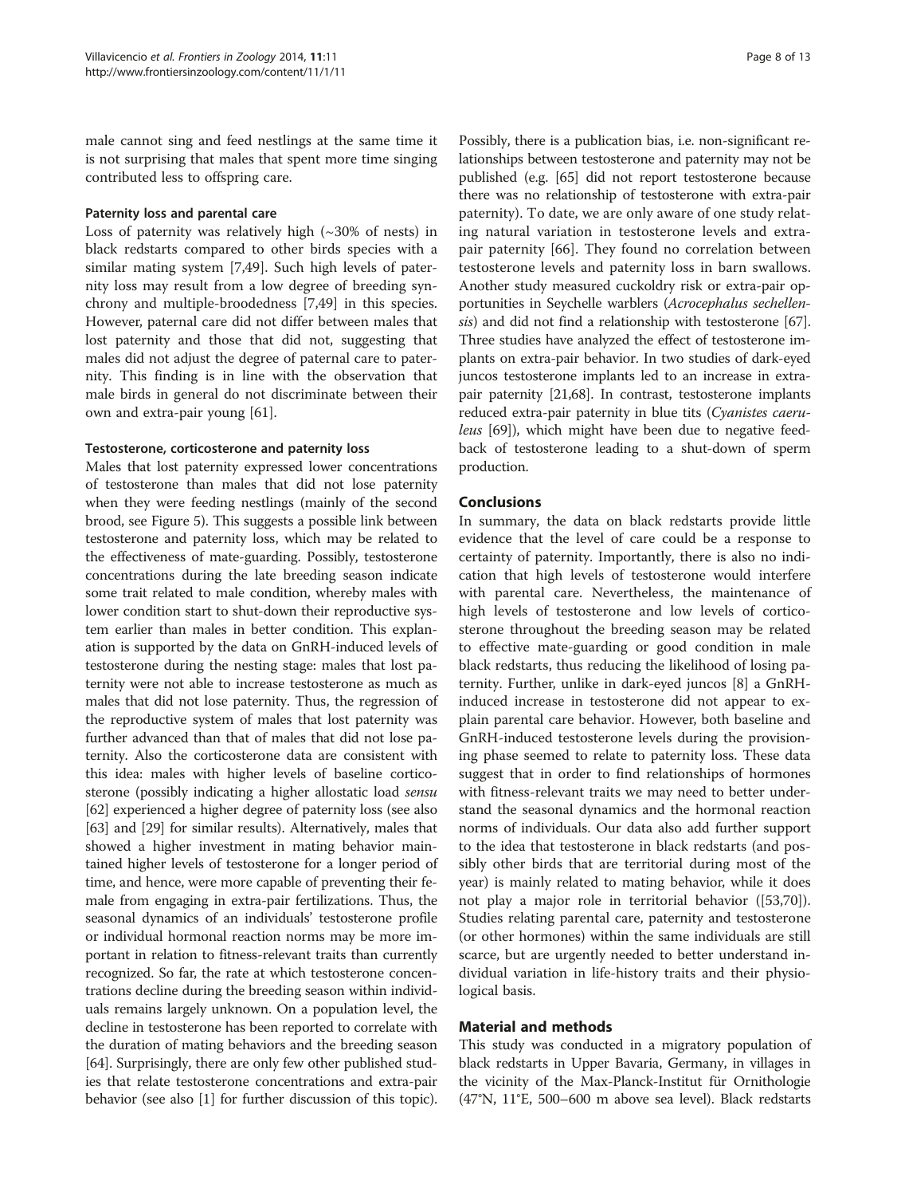male cannot sing and feed nestlings at the same time it is not surprising that males that spent more time singing contributed less to offspring care.

#### Paternity loss and parental care

Loss of paternity was relatively high (~30% of nests) in black redstarts compared to other birds species with a similar mating system [7,49]. Such high levels of paternity loss may result from a low degree of breeding synchrony and multiple-broodedness [7,49] in this species. However, paternal care did not differ between males that lost paternity and those that did not, suggesting that males did not adjust the degree of paternal care to paternity. This finding is in line with the observation that male birds in general do not discriminate between their own and extra-pair young [61].

#### Testosterone, corticosterone and paternity loss

Males that lost paternity expressed lower concentrations of testosterone than males that did not lose paternity when they were feeding nestlings (mainly of the second brood, see Figure 5). This suggests a possible link between testosterone and paternity loss, which may be related to the effectiveness of mate-guarding. Possibly, testosterone concentrations during the late breeding season indicate some trait related to male condition, whereby males with lower condition start to shut-down their reproductive system earlier than males in better condition. This explanation is supported by the data on GnRH-induced levels of testosterone during the nesting stage: males that lost paternity were not able to increase testosterone as much as males that did not lose paternity. Thus, the regression of the reproductive system of males that lost paternity was further advanced than that of males that did not lose paternity. Also the corticosterone data are consistent with this idea: males with higher levels of baseline corticosterone (possibly indicating a higher allostatic load *sensu* [62] experienced a higher degree of paternity loss (see also [63] and [29] for similar results). Alternatively, males that showed a higher investment in mating behavior maintained higher levels of testosterone for a longer period of time, and hence, were more capable of preventing their female from engaging in extra-pair fertilizations. Thus, the seasonal dynamics of an individuals' testosterone profile or individual hormonal reaction norms may be more important in relation to fitness-relevant traits than currently recognized. So far, the rate at which testosterone concentrations decline during the breeding season within individuals remains largely unknown. On a population level, the decline in testosterone has been reported to correlate with the duration of mating behaviors and the breeding season [64]. Surprisingly, there are only few other published studies that relate testosterone concentrations and extra-pair behavior (see also [1] for further discussion of this topic). Possibly, there is a publication bias, i.e. non-significant relationships between testosterone and paternity may not be published (e.g. [65] did not report testosterone because there was no relationship of testosterone with extra-pair paternity). To date, we are only aware of one study relating natural variation in testosterone levels and extra-pair paternity [66]. They found no correlation between testosterone levels and paternity loss in barn swallows. Another study measured cuckoldry risk or extra-pair opportunities in Seychelle warblers (*Acrocephalus sechellensis*) and did not find a relationship with testosterone [67]. Three studies have analyzed the effect of testosterone implants on extra-pair behavior. In two studies of dark-eyed juncos testosterone implants led to an increase in extra-pair paternity [21,68]. In contrast, testosterone implants reduced extra-pair paternity in blue tits (*Cyanistes caeruleus* [69]), which might have been due to negative feedback of testosterone leading to a shut-down of sperm production.

## Conclusions

In summary, the data on black redstarts provide little evidence that the level of care could be a response to certainty of paternity. Importantly, there is also no indication that high levels of testosterone would interfere with parental care. Nevertheless, the maintenance of high levels of testosterone and low levels of corticosterone throughout the breeding season may be related to effective mate-guarding or good condition in male black redstarts, thus reducing the likelihood of losing paternity. Further, unlike in dark-eyed juncos [8] a GnRH-induced increase in testosterone did not appear to explain parental care behavior. However, both baseline and GnRH-induced testosterone levels during the provisioning phase seemed to relate to paternity loss. These data suggest that in order to find relationships of hormones with fitness-relevant traits we may need to better understand the seasonal dynamics and the hormonal reaction norms of individuals. Our data also add further support to the idea that testosterone in black redstarts (and possibly other birds that are territorial during most of the year) is mainly related to mating behavior, while it does not play a major role in territorial behavior ([53,70]). Studies relating parental care, paternity and testosterone (or other hormones) within the same individuals are still scarce, but are urgently needed to better understand individual variation in life-history traits and their physiological basis.

## Material and methods

This study was conducted in a migratory population of black redstarts in Upper Bavaria, Germany, in villages in the vicinity of the Max-Planck-Institut für Ornithologie (47°N, 11°E, 500–600 m above sea level). Black redstarts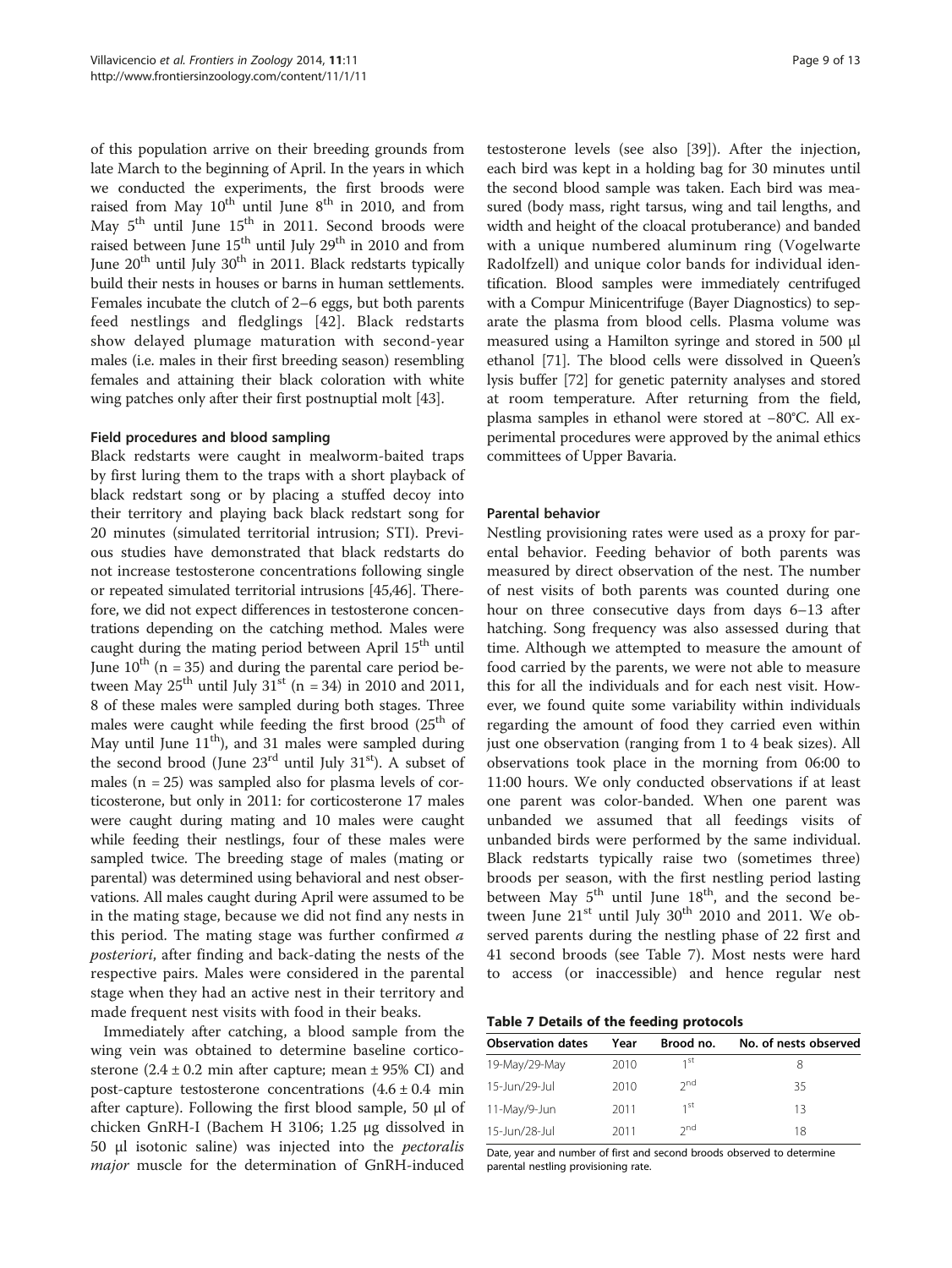of this population arrive on their breeding grounds from late March to the beginning of April. In the years in which we conducted the experiments, the first broods were raised from May 10th until June 8th in 2010, and from May 5th until June 15th in 2011. Second broods were raised between June 15th until July 29th in 2010 and from June 20th until July 30th in 2011. Black redstarts typically build their nests in houses or barns in human settlements. Females incubate the clutch of 2–6 eggs, but both parents feed nestlings and fledglings [42]. Black redstarts show delayed plumage maturation with second-year males (i.e. males in their first breeding season) resembling females and attaining their black coloration with white wing patches only after their first postnuptial molt [43].

#### Field procedures and blood sampling

Black redstarts were caught in mealworm-baited traps by first luring them to the traps with a short playback of black redstart song or by placing a stuffed decoy into their territory and playing back black redstart song for 20 minutes (simulated territorial intrusion; STI). Previous studies have demonstrated that black redstarts do not increase testosterone concentrations following single or repeated simulated territorial intrusions [45,46]. Therefore, we did not expect differences in testosterone concentrations depending on the catching method. Males were caught during the mating period between April 15th until June 10th (n = 35) and during the parental care period between May 25th until July 31st (n = 34) in 2010 and 2011, 8 of these males were sampled during both stages. Three males were caught while feeding the first brood (25th of May until June 11th), and 31 males were sampled during the second brood (June 23rd until July 31st). A subset of males (n = 25) was sampled also for plasma levels of corticosterone, but only in 2011: for corticosterone 17 males were caught during mating and 10 males were caught while feeding their nestlings, four of these males were sampled twice. The breeding stage of males (mating or parental) was determined using behavioral and nest observations. All males caught during April were assumed to be in the mating stage, because we did not find any nests in this period. The mating stage was further confirmed *a posteriori*, after finding and back-dating the nests of the respective pairs. Males were considered in the parental stage when they had an active nest in their territory and made frequent nest visits with food in their beaks.

Immediately after catching, a blood sample from the wing vein was obtained to determine baseline corticosterone (2.4 ± 0.2 min after capture; mean ± 95% CI) and post-capture testosterone concentrations (4.6 ± 0.4 min after capture). Following the first blood sample, 50 μl of chicken GnRH-I (Bachem H 3106; 1.25 μg dissolved in 50 μl isotonic saline) was injected into the *pectoralis major* muscle for the determination of GnRH-induced testosterone levels (see also [39]). After the injection, each bird was kept in a holding bag for 30 minutes until the second blood sample was taken. Each bird was measured (body mass, right tarsus, wing and tail lengths, and width and height of the cloacal protuberance) and banded with a unique numbered aluminum ring (Vogelwarte Radolfzell) and unique color bands for individual identification. Blood samples were immediately centrifuged with a Compur Minicentrifuge (Bayer Diagnostics) to separate the plasma from blood cells. Plasma volume was measured using a Hamilton syringe and stored in 500 μl ethanol [71]. The blood cells were dissolved in Queen's lysis buffer [72] for genetic paternity analyses and stored at room temperature. After returning from the field, plasma samples in ethanol were stored at −80°C. All experimental procedures were approved by the animal ethics committees of Upper Bavaria.

#### Parental behavior

Nestling provisioning rates were used as a proxy for parental behavior. Feeding behavior of both parents was measured by direct observation of the nest. The number of nest visits of both parents was counted during one hour on three consecutive days from days 6–13 after hatching. Song frequency was also assessed during that time. Although we attempted to measure the amount of food carried by the parents, we were not able to measure this for all the individuals and for each nest visit. However, we found quite some variability within individuals regarding the amount of food they carried even within just one observation (ranging from 1 to 4 beak sizes). All observations took place in the morning from 06:00 to 11:00 hours. We only conducted observations if at least one parent was color-banded. When one parent was unbanded we assumed that all feedings visits of unbanded birds were performed by the same individual. Black redstarts typically raise two (sometimes three) broods per season, with the first nestling period lasting between May 5th until June 18th, and the second between June 21st until July 30th 2010 and 2011. We observed parents during the nestling phase of 22 first and 41 second broods (see Table 7). Most nests were hard to access (or inaccessible) and hence regular nest

**Table 7 Details of the feeding protocols**

| Observation dates | Year | Brood no. | No. of nests observed |
|---|---|---|---|
| 19-May/29-May | 2010 | 1st | 8 |
| 15-Jun/29-Jul | 2010 | 2nd | 35 |
| 11-May/9-Jun | 2011 | 1st | 13 |
| 15-Jun/28-Jul | 2011 | 2nd | 18 |

Date, year and number of first and second broods observed to determine parental nestling provisioning rate.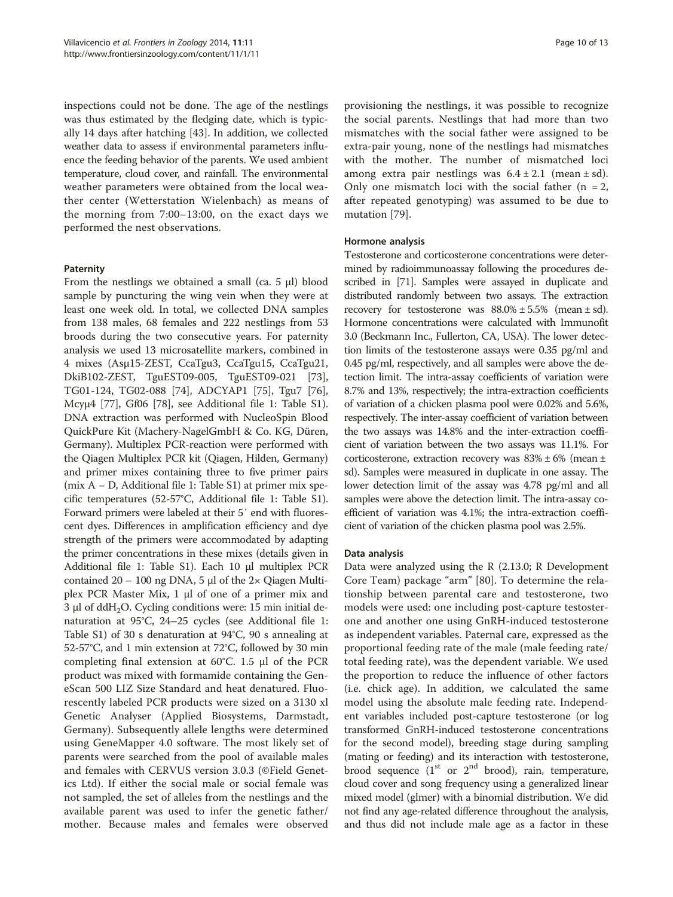inspections could not be done. The age of the nestlings was thus estimated by the fledging date, which is typically 14 days after hatching [43]. In addition, we collected weather data to assess if environmental parameters influence the feeding behavior of the parents. We used ambient temperature, cloud cover, and rainfall. The environmental weather parameters were obtained from the local weather center (Wetterstation Wielenbach) as means of the morning from 7:00–13:00, on the exact days we performed the nest observations.

#### Paternity

From the nestlings we obtained a small (ca. 5 μl) blood sample by puncturing the wing vein when they were at least one week old. In total, we collected DNA samples from 138 males, 68 females and 222 nestlings from 53 broods during the two consecutive years. For paternity analysis we used 13 microsatellite markers, combined in 4 mixes (Asμ15-ZEST, CcaTgu3, CcaTgu15, CcaTgu21, DkiB102-ZEST, TguEST09-005, TguEST09-021 [73], TG01-124, TG02-088 [74], ADCYAP1 [75], Tgu7 [76], Mcyμ4 [77], Gf06 [78], see Additional file 1: Table S1). DNA extraction was performed with NucleoSpin Blood QuickPure Kit (Machery-NagelGmbH & Co. KG, Düren, Germany). Multiplex PCR-reaction were performed with the Qiagen Multiplex PCR kit (Qiagen, Hilden, Germany) and primer mixes containing three to five primer pairs (mix A – D, Additional file 1: Table S1) at primer mix specific temperatures (52-57°C, Additional file 1: Table S1). Forward primers were labeled at their 5′ end with fluorescent dyes. Differences in amplification efficiency and dye strength of the primers were accommodated by adapting the primer concentrations in these mixes (details given in Additional file 1: Table S1). Each 10 μl multiplex PCR contained 20 – 100 ng DNA, 5 μl of the 2× Qiagen Multiplex PCR Master Mix, 1 μl of one of a primer mix and 3 μl of dd$H_2O$. Cycling conditions were: 15 min initial denaturation at 95°C, 24–25 cycles (see Additional file 1: Table S1) of 30 s denaturation at 94°C, 90 s annealing at 52-57°C, and 1 min extension at 72°C, followed by 30 min completing final extension at 60°C. 1.5 μl of the PCR product was mixed with formamide containing the GeneScan 500 LIZ Size Standard and heat denatured. Fluorescently labeled PCR products were sized on a 3130 xl Genetic Analyser (Applied Biosystems, Darmstadt, Germany). Subsequently allele lengths were determined using GeneMapper 4.0 software. The most likely set of parents were searched from the pool of available males and females with CERVUS version 3.0.3 (©Field Genetics Ltd). If either the social male or social female was not sampled, the set of alleles from the nestlings and the available parent was used to infer the genetic father/mother. Because males and females were observed provisioning the nestlings, it was possible to recognize the social parents. Nestlings that had more than two mismatches with the social father were assigned to be extra-pair young, none of the nestlings had mismatches with the mother. The number of mismatched loci among extra pair nestlings was 6.4 ± 2.1 (mean ± sd). Only one mismatch loci with the social father (n = 2, after repeated genotyping) was assumed to be due to mutation [79].

#### Hormone analysis

Testosterone and corticosterone concentrations were determined by radioimmunoassay following the procedures described in [71]. Samples were assayed in duplicate and distributed randomly between two assays. The extraction recovery for testosterone was 88.0% ± 5.5% (mean ± sd). Hormone concentrations were calculated with Immunofit 3.0 (Beckmann Inc., Fullerton, CA, USA). The lower detection limits of the testosterone assays were 0.35 pg/ml and 0.45 pg/ml, respectively, and all samples were above the detection limit. The intra-assay coefficients of variation were 8.7% and 13%, respectively; the intra-extraction coefficients of variation of a chicken plasma pool were 0.02% and 5.6%, respectively. The inter-assay coefficient of variation between the two assays was 14.8% and the inter-extraction coefficient of variation between the two assays was 11.1%. For corticosterone, extraction recovery was 83% ± 6% (mean ± sd). Samples were measured in duplicate in one assay. The lower detection limit of the assay was 4.78 pg/ml and all samples were above the detection limit. The intra-assay coefficient of variation was 4.1%; the intra-extraction coefficient of variation of the chicken plasma pool was 2.5%.

#### Data analysis

Data were analyzed using the R (2.13.0; R Development Core Team) package "arm" [80]. To determine the relationship between parental care and testosterone, two models were used: one including post-capture testosterone and another one using GnRH-induced testosterone as independent variables. Paternal care, expressed as the proportional feeding rate of the male (male feeding rate/total feeding rate), was the dependent variable. We used the proportion to reduce the influence of other factors (i.e. chick age). In addition, we calculated the same model using the absolute male feeding rate. Independent variables included post-capture testosterone (or log transformed GnRH-induced testosterone concentrations for the second model), breeding stage during sampling (mating or feeding) and its interaction with testosterone, brood sequence (1st or 2nd brood), rain, temperature, cloud cover and song frequency using a generalized linear mixed model (glmer) with a binomial distribution. We did not find any age-related difference throughout the analysis, and thus did not include male age as a factor in these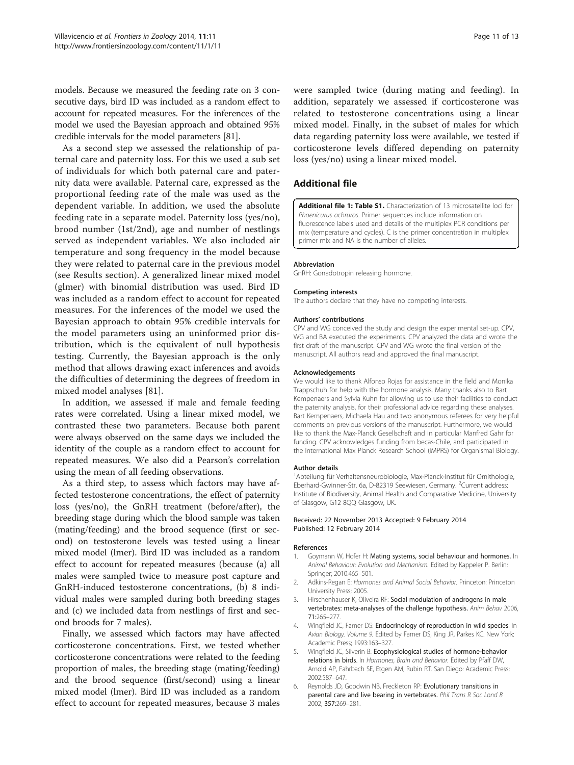models. Because we measured the feeding rate on 3 consecutive days, bird ID was included as a random effect to account for repeated measures. For the inferences of the model we used the Bayesian approach and obtained 95% credible intervals for the model parameters [81].

As a second step we assessed the relationship of paternal care and paternity loss. For this we used a sub set of individuals for which both paternal care and paternity data were available. Paternal care, expressed as the proportional feeding rate of the male was used as the dependent variable. In addition, we used the absolute feeding rate in a separate model. Paternity loss (yes/no), brood number (1st/2nd), age and number of nestlings served as independent variables. We also included air temperature and song frequency in the model because they were related to paternal care in the previous model (see Results section). A generalized linear mixed model (glmer) with binomial distribution was used. Bird ID was included as a random effect to account for repeated measures. For the inferences of the model we used the Bayesian approach to obtain 95% credible intervals for the model parameters using an uninformed prior distribution, which is the equivalent of null hypothesis testing. Currently, the Bayesian approach is the only method that allows drawing exact inferences and avoids the difficulties of determining the degrees of freedom in mixed model analyses [81].

In addition, we assessed if male and female feeding rates were correlated. Using a linear mixed model, we contrasted these two parameters. Because both parent were always observed on the same days we included the identity of the couple as a random effect to account for repeated measures. We also did a Pearson's correlation using the mean of all feeding observations.

As a third step, to assess which factors may have affected testosterone concentrations, the effect of paternity loss (yes/no), the GnRH treatment (before/after), the breeding stage during which the blood sample was taken (mating/feeding) and the brood sequence (first or second) on testosterone levels was tested using a linear mixed model (lmer). Bird ID was included as a random effect to account for repeated measures (because (a) all males were sampled twice to measure post capture and GnRH-induced testosterone concentrations, (b) 8 individual males were sampled during both breeding stages and (c) we included data from nestlings of first and second broods for 7 males).

Finally, we assessed which factors may have affected corticosterone concentrations. First, we tested whether corticosterone concentrations were related to the feeding proportion of males, the breeding stage (mating/feeding) and the brood sequence (first/second) using a linear mixed model (lmer). Bird ID was included as a random effect to account for repeated measures, because 3 males were sampled twice (during mating and feeding). In addition, separately we assessed if corticosterone was related to testosterone concentrations using a linear mixed model. Finally, in the subset of males for which data regarding paternity loss were available, we tested if corticosterone levels differed depending on paternity loss (yes/no) using a linear mixed model.

## Additional file

**Additional file 1: Table S1.** Characterization of 13 microsatellite loci for *Phoenicurus ochruros*. Primer sequences include information on fluorescence labels used and details of the multiplex PCR conditions per mix (temperature and cycles). C is the primer concentration in multiplex primer mix and NA is the number of alleles.

#### Abbreviation

GnRH: Gonadotropin releasing hormone.

#### Competing interests

The authors declare that they have no competing interests.

#### Authors' contributions

CPV and WG conceived the study and design the experimental set-up. CPV, WG and BA executed the experiments. CPV analyzed the data and wrote the first draft of the manuscript. CPV and WG wrote the final version of the manuscript. All authors read and approved the final manuscript.

#### Acknowledgements

We would like to thank Alfonso Rojas for assistance in the field and Monika Trappschuh for help with the hormone analysis. Many thanks also to Bart Kempenaers and Sylvia Kuhn for allowing us to use their facilities to conduct the paternity analysis, for their professional advice regarding these analyses. Bart Kempenaers, Michaela Hau and two anonymous referees for very helpful comments on previous versions of the manuscript. Furthermore, we would like to thank the Max-Planck Gesellschaft and in particular Manfred Gahr for funding. CPV acknowledges funding from becas-Chile, and participated in the International Max Planck Research School (IMPRS) for Organismal Biology.

#### Author details

[1]Abteilung für Verhaltensneurobiologie, Max-Planck-Institut für Ornithologie, Eberhard-Gwinner-Str. 6a, D-82319 Seewiesen, Germany. [2]Current address: Institute of Biodiversity, Animal Health and Comparative Medicine, University of Glasgow, G12 8QQ Glasgow, UK.

Received: 22 November 2013 Accepted: 9 February 2014
Published: 12 February 2014

#### References

1. Goymann W, Hofer H: **Mating systems, social behaviour and hormones.** In *Animal Behaviour: Evolution and Mechanism.* Edited by Kappeler P. Berlin: Springer; 2010:465–501.
2. Adkins-Regan E: *Hormones and Animal Social Behavior.* Princeton: Princeton University Press; 2005.
3. Hirschenhauser K, Oliveira RF: **Social modulation of androgens in male vertebrates: meta-analyses of the challenge hypothesis.** *Anim Behav* 2006, **71:**265–277.
4. Wingfield JC, Farner DS: **Endocrinology of reproduction in wild species**. In *Avian Biology. Volume 9.* Edited by Farner DS, King JR, Parkes KC. New York: Academic Press; 1993:163–327.
5. Wingfield JC, Silverin B: **Ecophysiological studies of hormone-behavior relations in birds**. In *Hormones, Brain and Behavior.* Edited by Pfaff DW, Arnold AP, Fahrbach SE, Etgen AM, Rubin RT. San Diego: Academic Press; 2002:587–647.
6. Reynolds JD, Goodwin NB, Freckleton RP: **Evolutionary transitions in parental care and live bearing in vertebrates.** *Phil Trans R Soc Lond B* 2002, **357:**269–281.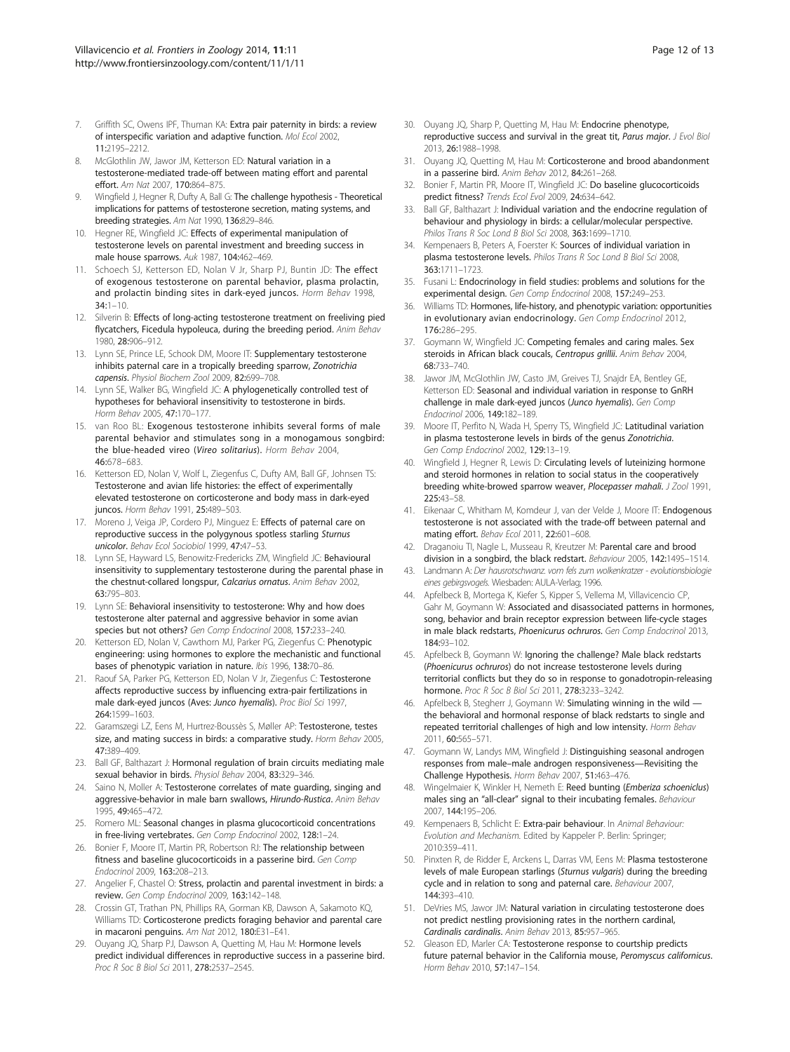7. Griffith SC, Owens IPF, Thuman KA: **Extra pair paternity in birds: a review of interspecific variation and adaptive function.** *Mol Ecol* 2002, **11:**2195–2212.
8. McGlothlin JW, Jawor JM, Ketterson ED: **Natural variation in a testosterone-mediated trade-off between mating effort and parental effort.** *Am Nat* 2007, **170:**864–875.
9. Wingfield J, Hegner R, Dufty A, Ball G: **The challenge hypothesis - Theoretical implications for patterns of testosterone secretion, mating systems, and breeding strategies.** *Am Nat* 1990, **136:**829–846.
10. Hegner RE, Wingfield JC: **Effects of experimental manipulation of testosterone levels on parental investment and breeding success in male house sparrows.** *Auk* 1987, **104:**462–469.
11. Schoech SJ, Ketterson ED, Nolan V Jr, Sharp PJ, Buntin JD: **The effect of exogenous testosterone on parental behavior, plasma prolactin, and prolactin binding sites in dark-eyed juncos.** *Horm Behav* 1998, **34:**1–10.
12. Silverin B: **Effects of long-acting testosterone treatment on freeliving pied flycatchers, Ficedula hypoleuca, during the breeding period.** *Anim Behav* 1980, **28:**906–912.
13. Lynn SE, Prince LE, Schook DM, Moore IT: **Supplementary testosterone inhibits paternal care in a tropically breeding sparrow, *Zonotrichia capensis*.** *Physiol Biochem Zool* 2009, **82:**699–708.
14. Lynn SE, Walker BG, Wingfield JC: **A phylogenetically controlled test of hypotheses for behavioral insensitivity to testosterone in birds.** *Horm Behav* 2005, **47:**170–177.
15. van Roo BL: **Exogenous testosterone inhibits several forms of male parental behavior and stimulates song in a monogamous songbird: the blue-headed vireo (*Vireo solitarius*).** *Horm Behav* 2004, **46:**678–683.
16. Ketterson ED, Nolan V, Wolf L, Ziegenfus C, Dufty AM, Ball GF, Johnsen TS: **Testosterone and avian life histories: the effect of experimentally elevated testosterone on corticosterone and body mass in dark-eyed juncos.** *Horm Behav* 1991, **25:**489–503.
17. Moreno J, Veiga JP, Cordero PJ, Minguez E: **Effects of paternal care on reproductive success in the polygynous spotless starling *Sturnus unicolor*.** *Behav Ecol Sociobiol* 1999, **47:**47–53.
18. Lynn SE, Hayward LS, Benowitz-Fredericks ZM, Wingfield JC: **Behavioural insensitivity to supplementary testosterone during the parental phase in the chestnut-collared longspur, *Calcarius ornatus*.** *Anim Behav* 2002, **63:**795–803.
19. Lynn SE: **Behavioral insensitivity to testosterone: Why and how does testosterone alter paternal and aggressive behavior in some avian species but not others?** *Gen Comp Endocrinol* 2008, **157:**233–240.
20. Ketterson ED, Nolan V, Cawthorn MJ, Parker PG, Ziegenfus C: **Phenotypic engineering: using hormones to explore the mechanistic and functional bases of phenotypic variation in nature.** *Ibis* 1996, **138:**70–86.
21. Raouf SA, Parker PG, Ketterson ED, Nolan V Jr, Ziegenfus C: **Testosterone affects reproductive success by influencing extra-pair fertilizations in male dark-eyed juncos (Aves: *Junco hyemalis*).** *Proc Biol Sci* 1997, **264:**1599–1603.
22. Garamszegi LZ, Eens M, Hurtrez-Boussès S, Møller AP: **Testosterone, testes size, and mating success in birds: a comparative study.** *Horm Behav* 2005, **47:**389–409.
23. Ball GF, Balthazart J: **Hormonal regulation of brain circuits mediating male sexual behavior in birds.** *Physiol Behav* 2004, **83:**329–346.
24. Saino N, Moller A: **Testosterone correlates of mate guarding, singing and aggressive-behavior in male barn swallows, *Hirundo-Rustica*.** *Anim Behav* 1995, **49:**465–472.
25. Romero ML: **Seasonal changes in plasma glucocorticoid concentrations in free-living vertebrates.** *Gen Comp Endocrinol* 2002, **128:**1–24.
26. Bonier F, Moore IT, Martin PR, Robertson RJ: **The relationship between fitness and baseline glucocorticoids in a passerine bird.** *Gen Comp Endocrinol* 2009, **163:**208–213.
27. Angelier F, Chastel O: **Stress, prolactin and parental investment in birds: a review.** *Gen Comp Endocrinol* 2009, **163:**142–148.
28. Crossin GT, Trathan PN, Phillips RA, Gorman KB, Dawson A, Sakamoto KQ, Williams TD: **Corticosterone predicts foraging behavior and parental care in macaroni penguins.** *Am Nat* 2012, **180:**E31–E41.
29. Ouyang JQ, Sharp PJ, Dawson A, Quetting M, Hau M: **Hormone levels predict individual differences in reproductive success in a passerine bird.** *Proc R Soc B Biol Sci* 2011, **278:**2537–2545.
30. Ouyang JQ, Sharp P, Quetting M, Hau M: **Endocrine phenotype, reproductive success and survival in the great tit, *Parus major*.** *J Evol Biol* 2013, **26:**1988–1998.
31. Ouyang JQ, Quetting M, Hau M: **Corticosterone and brood abandonment in a passerine bird.** *Anim Behav* 2012, **84:**261–268.
32. Bonier F, Martin PR, Moore IT, Wingfield JC: **Do baseline glucocorticoids predict fitness?** *Trends Ecol Evol* 2009, **24:**634–642.
33. Ball GF, Balthazart J: **Individual variation and the endocrine regulation of behaviour and physiology in birds: a cellular/molecular perspective.** *Philos Trans R Soc Lond B Biol Sci* 2008, **363:**1699–1710.
34. Kempenaers B, Peters A, Foerster K: **Sources of individual variation in plasma testosterone levels.** *Philos Trans R Soc Lond B Biol Sci* 2008, **363:**1711–1723.
35. Fusani L: **Endocrinology in field studies: problems and solutions for the experimental design.** *Gen Comp Endocrinol* 2008, **157:**249–253.
36. Williams TD: **Hormones, life-history, and phenotypic variation: opportunities in evolutionary avian endocrinology.** *Gen Comp Endocrinol* 2012, **176:**286–295.
37. Goymann W, Wingfield JC: **Competing females and caring males. Sex steroids in African black coucals, *Centropus grillii*.** *Anim Behav* 2004, **68:**733–740.
38. Jawor JM, McGlothlin JW, Casto JM, Greives TJ, Snajdr EA, Bentley GE, Ketterson ED: **Seasonal and individual variation in response to GnRH challenge in male dark-eyed juncos (*Junco hyemalis*).** *Gen Comp Endocrinol* 2006, **149:**182–189.
39. Moore IT, Perfito N, Wada H, Sperry TS, Wingfield JC: **Latitudinal variation in plasma testosterone levels in birds of the genus *Zonotrichia*.** *Gen Comp Endocrinol* 2002, **129:**13–19.
40. Wingfield J, Hegner R, Lewis D: **Circulating levels of luteinizing hormone and steroid hormones in relation to social status in the cooperatively breeding white-browed sparrow weaver, *Plocepasser mahali*.** *J Zool* 1991, **225:**43–58.
41. Eikenaar C, Whitham M, Komdeur J, van der Velde J, Moore IT: **Endogenous testosterone is not associated with the trade-off between paternal and mating effort.** *Behav Ecol* 2011, **22:**601–608.
42. Draganoiu TI, Nagle L, Musseau R, Kreutzer M: **Parental care and brood division in a songbird, the black redstart.** *Behaviour* 2005, **142:**1495–1514.
43. Landmann A: *Der hausrotschwanz. vom fels zum wolkenkratzer - evolutionsbiologie eines gebirgsvogels.* Wiesbaden: AULA-Verlag; 1996.
44. Apfelbeck B, Mortega K, Kiefer S, Kipper S, Vellema M, Villavicencio CP, Gahr M, Goymann W: **Associated and disassociated patterns in hormones, song, behavior and brain receptor expression between life-cycle stages in male black redstarts, *Phoenicurus ochruros*.** *Gen Comp Endocrinol* 2013, **184:**93–102.
45. Apfelbeck B, Goymann W: **Ignoring the challenge? Male black redstarts (*Phoenicurus ochruros*) do not increase testosterone levels during territorial conflicts but they do so in response to gonadotropin-releasing hormone.** *Proc R Soc B Biol Sci* 2011, **278:**3233–3242.
46. Apfelbeck B, Stegherr J, Goymann W: **Simulating winning in the wild — the behavioral and hormonal response of black redstarts to single and repeated territorial challenges of high and low intensity.** *Horm Behav* 2011, **60:**565–571.
47. Goymann W, Landys MM, Wingfield J: **Distinguishing seasonal androgen responses from male–male androgen responsiveness—Revisiting the Challenge Hypothesis.** *Horm Behav* 2007, **51:**463–476.
48. Wingelmaier K, Winkler H, Nemeth E: **Reed bunting (*Emberiza schoeniclus*) males sing an "all-clear" signal to their incubating females.** *Behaviour* 2007, **144:**195–206.
49. Kempenaers B, Schlicht E: **Extra-pair behaviour.** In *Animal Behaviour: Evolution and Mechanism.* Edited by Kappeler P. Berlin: Springer; 2010:359–411.
50. Pinxten R, de Ridder E, Arckens L, Darras VM, Eens M: **Plasma testosterone levels of male European starlings (*Sturnus vulgaris*) during the breeding cycle and in relation to song and paternal care.** *Behaviour* 2007, **144:**393–410.
51. DeVries MS, Jawor JM: **Natural variation in circulating testosterone does not predict nestling provisioning rates in the northern cardinal, *Cardinalis cardinalis*.** *Anim Behav* 2013, **85:**957–965.
52. Gleason ED, Marler CA: **Testosterone response to courtship predicts future paternal behavior in the California mouse, *Peromyscus californicus*.** *Horm Behav* 2010, **57:**147–154.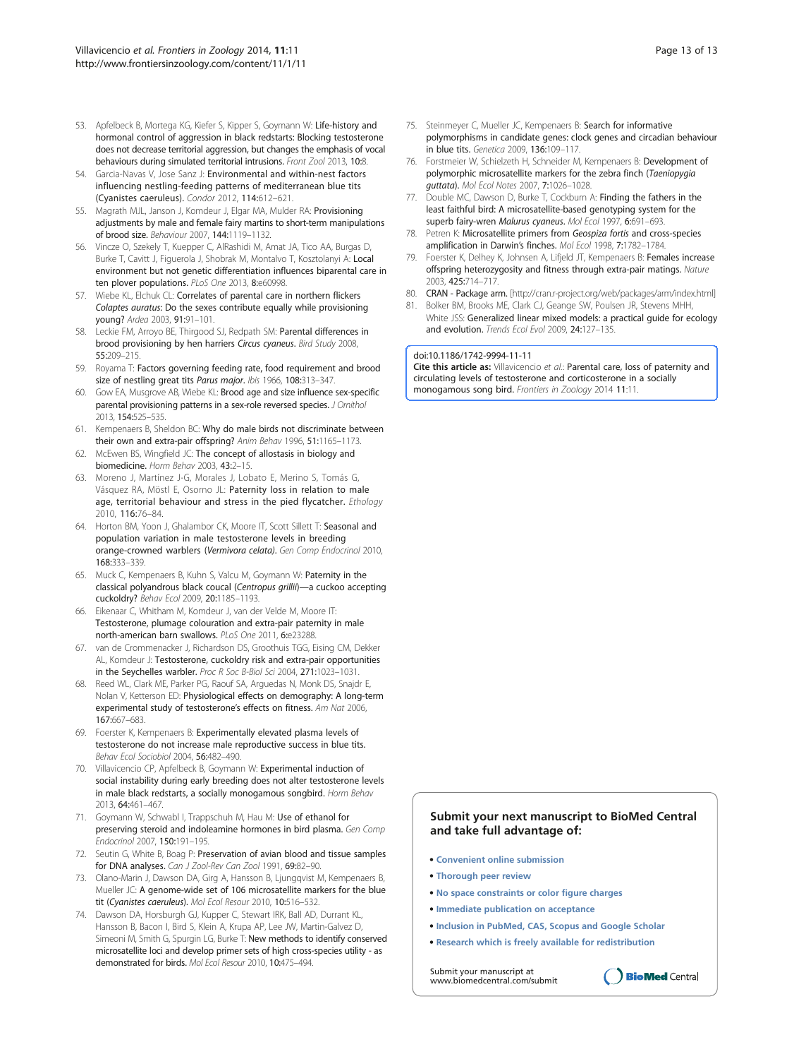53. Apfelbeck B, Mortega KG, Kiefer S, Kipper S, Goymann W: **Life-history and hormonal control of aggression in black redstarts: Blocking testosterone does not decrease territorial aggression, but changes the emphasis of vocal behaviours during simulated territorial intrusions.** *Front Zool* 2013, **10:**8.
54. Garcia-Navas V, Jose Sanz J: **Environmental and within-nest factors influencing nestling-feeding patterns of mediterranean blue tits (Cyanistes caeruleus).** *Condor* 2012, **114:**612–621.
55. Magrath MJL, Janson J, Komdeur J, Elgar MA, Mulder RA: **Provisioning adjustments by male and female fairy martins to short-term manipulations of brood size.** *Behaviour* 2007, **144:**1119–1132.
56. Vincze O, Szekely T, Kuepper C, AlRashidi M, Amat JA, Tico AA, Burgas D, Burke T, Cavitt J, Figuerola J, Shobrak M, Montalvo T, Kosztolanyi A: **Local environment but not genetic differentiation influences biparental care in ten plover populations.** *PLoS One* 2013, **8:**e60998.
57. Wiebe KL, Elchuk CL: **Correlates of parental care in northern flickers *Colaptes auratus*: Do the sexes contribute equally while provisioning young?** *Ardea* 2003, **91:**91–101.
58. Leckie FM, Arroyo BE, Thirgood SJ, Redpath SM: **Parental differences in brood provisioning by hen harriers *Circus cyaneus*.** *Bird Study* 2008, **55:**209–215.
59. Royama T: **Factors governing feeding rate, food requirement and brood size of nestling great tits *Parus major*.** *Ibis* 1966, **108:**313–347.
60. Gow EA, Musgrove AB, Wiebe KL: **Brood age and size influence sex-specific parental provisioning patterns in a sex-role reversed species.** *J Ornithol* 2013, **154:**525–535.
61. Kempenaers B, Sheldon BC: **Why do male birds not discriminate between their own and extra-pair offspring?** *Anim Behav* 1996, **51:**1165–1173.
62. McEwen BS, Wingfield JC: **The concept of allostasis in biology and biomedicine.** *Horm Behav* 2003, **43:**2–15.
63. Moreno J, Martínez J-G, Morales J, Lobato E, Merino S, Tomás G, Vásquez RA, Möstl E, Osorno JL: **Paternity loss in relation to male age, territorial behaviour and stress in the pied flycatcher.** *Ethology* 2010, **116:**76–84.
64. Horton BM, Yoon J, Ghalambor CK, Moore IT, Scott Sillett T: **Seasonal and population variation in male testosterone levels in breeding orange-crowned warblers (*Vermivora celata*).** *Gen Comp Endocrinol* 2010, **168:**333–339.
65. Muck C, Kempenaers B, Kuhn S, Valcu M, Goymann W: **Paternity in the classical polyandrous black coucal (*Centropus grillii*)—a cuckoo accepting cuckoldry?** *Behav Ecol* 2009, **20:**1185–1193.
66. Eikenaar C, Whitham M, Komdeur J, van der Velde M, Moore IT: **Testosterone, plumage colouration and extra-pair paternity in male north-american barn swallows.** *PLoS One* 2011, **6:**e23288.
67. van de Crommenacker J, Richardson DS, Groothuis TGG, Eising CM, Dekker AL, Komdeur J: **Testosterone, cuckoldry risk and extra-pair opportunities in the Seychelles warbler.** *Proc R Soc B-Biol Sci* 2004, **271:**1023–1031.
68. Reed WL, Clark ME, Parker PG, Raouf SA, Arguedas N, Monk DS, Snajdr E, Nolan V, Ketterson ED: **Physiological effects on demography: A long-term experimental study of testosterone's effects on fitness.** *Am Nat* 2006, **167:**667–683.
69. Foerster K, Kempenaers B: **Experimentally elevated plasma levels of testosterone do not increase male reproductive success in blue tits.** *Behav Ecol Sociobiol* 2004, **56:**482–490.
70. Villavicencio CP, Apfelbeck B, Goymann W: **Experimental induction of social instability during early breeding does not alter testosterone levels in male black redstarts, a socially monogamous songbird.** *Horm Behav* 2013, **64:**461–467.
71. Goymann W, Schwabl I, Trappschuh M, Hau M: **Use of ethanol for preserving steroid and indoleamine hormones in bird plasma.** *Gen Comp Endocrinol* 2007, **150:**191–195.
72. Seutin G, White B, Boag P: **Preservation of avian blood and tissue samples for DNA analyses.** *Can J Zool-Rev Can Zool* 1991, **69:**82–90.
73. Olano-Marin J, Dawson DA, Girg A, Hansson B, Ljungqvist M, Kempenaers B, Mueller JC: **A genome-wide set of 106 microsatellite markers for the blue tit (*Cyanistes caeruleus*).** *Mol Ecol Resour* 2010, **10:**516–532.
74. Dawson DA, Horsburgh GJ, Kupper C, Stewart IRK, Ball AD, Durrant KL, Hansson B, Bacon I, Bird S, Klein A, Krupa AP, Lee JW, Martin-Galvez D, Simeoni M, Smith G, Spurgin LG, Burke T: **New methods to identify conserved microsatellite loci and develop primer sets of high cross-species utility - as demonstrated for birds.** *Mol Ecol Resour* 2010, **10:**475–494.
75. Steinmeyer C, Mueller JC, Kempenaers B: **Search for informative polymorphisms in candidate genes: clock genes and circadian behaviour in blue tits.** *Genetica* 2009, **136:**109–117.
76. Forstmeier W, Schielzeth H, Schneider M, Kempenaers B: **Development of polymorphic microsatellite markers for the zebra finch (*Taeniopygia guttata*).** *Mol Ecol Notes* 2007, **7:**1026–1028.
77. Double MC, Dawson D, Burke T, Cockburn A: **Finding the fathers in the least faithful bird: A microsatellite-based genotyping system for the superb fairy-wren *Malurus cyaneus*.** *Mol Ecol* 1997, **6:**691–693.
78. Petren K: **Microsatellite primers from *Geospiza fortis* and cross-species amplification in Darwin's finches.** *Mol Ecol* 1998, **7:**1782–1784.
79. Foerster K, Delhey K, Johnsen A, Lifjeld JT, Kempenaers B: **Females increase offspring heterozygosity and fitness through extra-pair matings.** *Nature* 2003, **425:**714–717.
80. CRAN - Package arm. [http://cran.r-project.org/web/packages/arm/index.html]
81. Bolker BM, Brooks ME, Clark CJ, Geange SW, Poulsen JR, Stevens MHH, White JSS: **Generalized linear mixed models: a practical guide for ecology and evolution.** *Trends Ecol Evol* 2009, **24:**127–135.

doi:10.1186/1742-9994-11-11
**Cite this article as:** Villavicencio *et al.*: Parental care, loss of paternity and circulating levels of testosterone and corticosterone in a socially monogamous song bird. *Frontiers in Zoology* 2014 **11**:11.

**Submit your next manuscript to BioMed Central and take full advantage of:**

- **Convenient online submission**
- **Thorough peer review**
- **No space constraints or color figure charges**
- **Immediate publication on acceptance**
- **Inclusion in PubMed, CAS, Scopus and Google Scholar**
- **Research which is freely available for redistribution**

Submit your manuscript at
www.biomedcentral.com/submit

BioMed Central